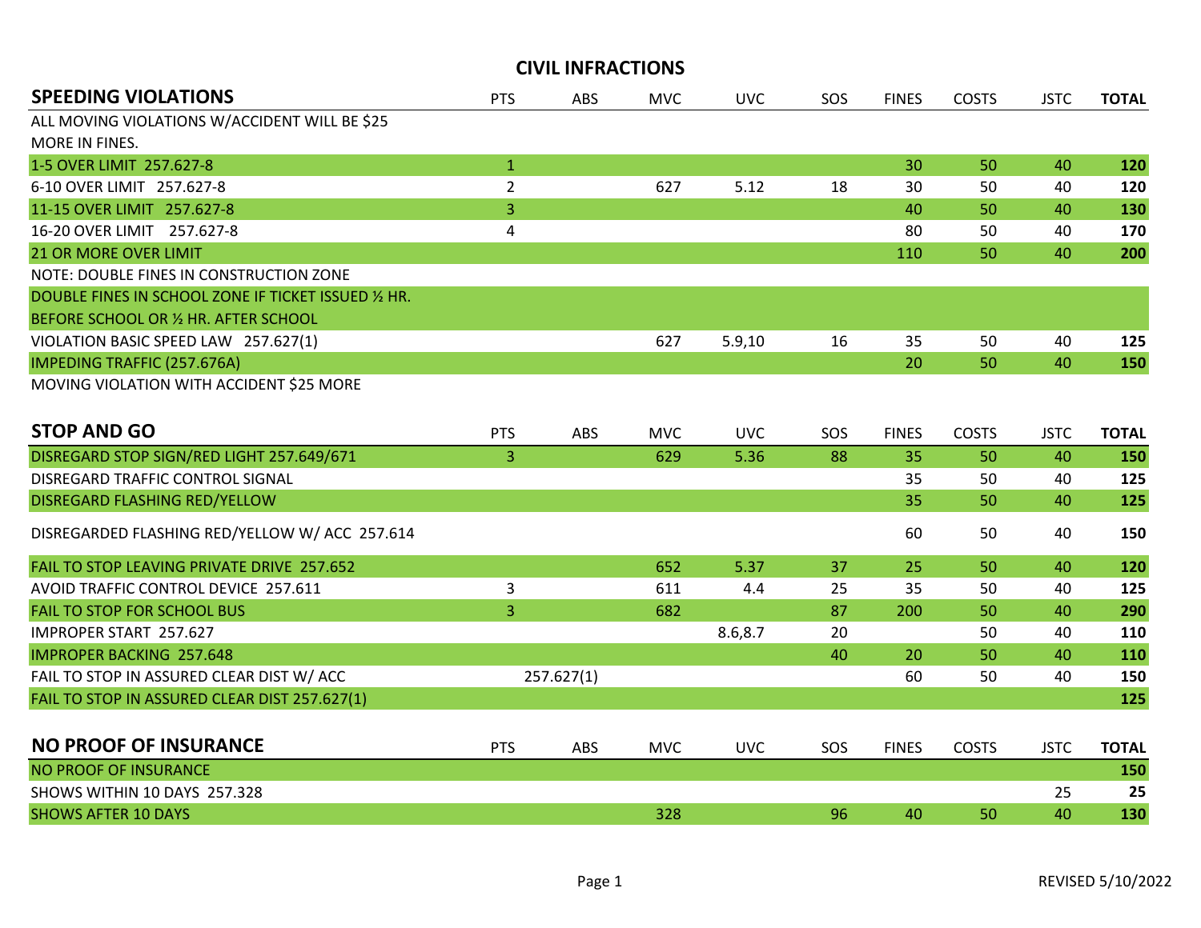# CIVIL INFRACTIONS

## SPEEDING VIOLATIONS

| SPEEDING VIOLATIONS | PTS | ABS | MVC | UVC | SOS | FINES | COSTS | JSTC | TOTAL |
|---|---|---|---|---|---|---|---|---|---|
| ALL MOVING VIOLATIONS W/ACCIDENT WILL BE $25 MORE IN FINES. | | | | | | | | | |
| 1-5 OVER LIMIT 257.627-8 | 1 | | | | | 30 | 50 | 40 | **120** |
| 6-10 OVER LIMIT 257.627-8 | 2 | | 627 | 5.12 | 18 | 30 | 50 | 40 | **120** |
| 11-15 OVER LIMIT 257.627-8 | 3 | | | | | 40 | 50 | 40 | **130** |
| 16-20 OVER LIMIT 257.627-8 | 4 | | | | | 80 | 50 | 40 | **170** |
| 21 OR MORE OVER LIMIT | | | | | | 110 | 50 | 40 | **200** |
| NOTE: DOUBLE FINES IN CONSTRUCTION ZONE | | | | | | | | | |
| DOUBLE FINES IN SCHOOL ZONE IF TICKET ISSUED ½ HR. BEFORE SCHOOL OR ½ HR. AFTER SCHOOL | | | | | | | | | |
| VIOLATION BASIC SPEED LAW 257.627(1) | | | 627 | 5.9,10 | 16 | 35 | 50 | 40 | **125** |
| IMPEDING TRAFFIC (257.676A) | | | | | | 20 | 50 | 40 | **150** |
| MOVING VIOLATION WITH ACCIDENT $25 MORE | | | | | | | | | |

## STOP AND GO

| STOP AND GO | PTS | ABS | MVC | UVC | SOS | FINES | COSTS | JSTC | TOTAL |
|---|---|---|---|---|---|---|---|---|---|
| DISREGARD STOP SIGN/RED LIGHT 257.649/671 | 3 | | 629 | 5.36 | 88 | 35 | 50 | 40 | **150** |
| DISREGARD TRAFFIC CONTROL SIGNAL | | | | | | 35 | 50 | 40 | **125** |
| DISREGARD FLASHING RED/YELLOW | | | | | | 35 | 50 | 40 | **125** |
| DISREGARDED FLASHING RED/YELLOW W/ ACC 257.614 | | | | | | 60 | 50 | 40 | **150** |
| FAIL TO STOP LEAVING PRIVATE DRIVE 257.652 | | | 652 | 5.37 | 37 | 25 | 50 | 40 | **120** |
| AVOID TRAFFIC CONTROL DEVICE 257.611 | 3 | | 611 | 4.4 | 25 | 35 | 50 | 40 | **125** |
| FAIL TO STOP FOR SCHOOL BUS | 3 | | 682 | | 87 | 200 | 50 | 40 | **290** |
| IMPROPER START 257.627 | | | | 8.6,8.7 | 20 | | 50 | 40 | **110** |
| IMPROPER BACKING 257.648 | | | | | 40 | 20 | 50 | 40 | **110** |
| FAIL TO STOP IN ASSURED CLEAR DIST W/ ACC | | 257.627(1) | | | | 60 | 50 | 40 | **150** |
| FAIL TO STOP IN ASSURED CLEAR DIST 257.627(1) | | | | | | | | | **125** |

## NO PROOF OF INSURANCE

| NO PROOF OF INSURANCE | PTS | ABS | MVC | UVC | SOS | FINES | COSTS | JSTC | TOTAL |
|---|---|---|---|---|---|---|---|---|---|
| NO PROOF OF INSURANCE | | | | | | | | | **150** |
| SHOWS WITHIN 10 DAYS 257.328 | | | | | | | | 25 | **25** |
| SHOWS AFTER 10 DAYS | | | 328 | | 96 | 40 | 50 | 40 | **130** |

REVISED 5/10/2022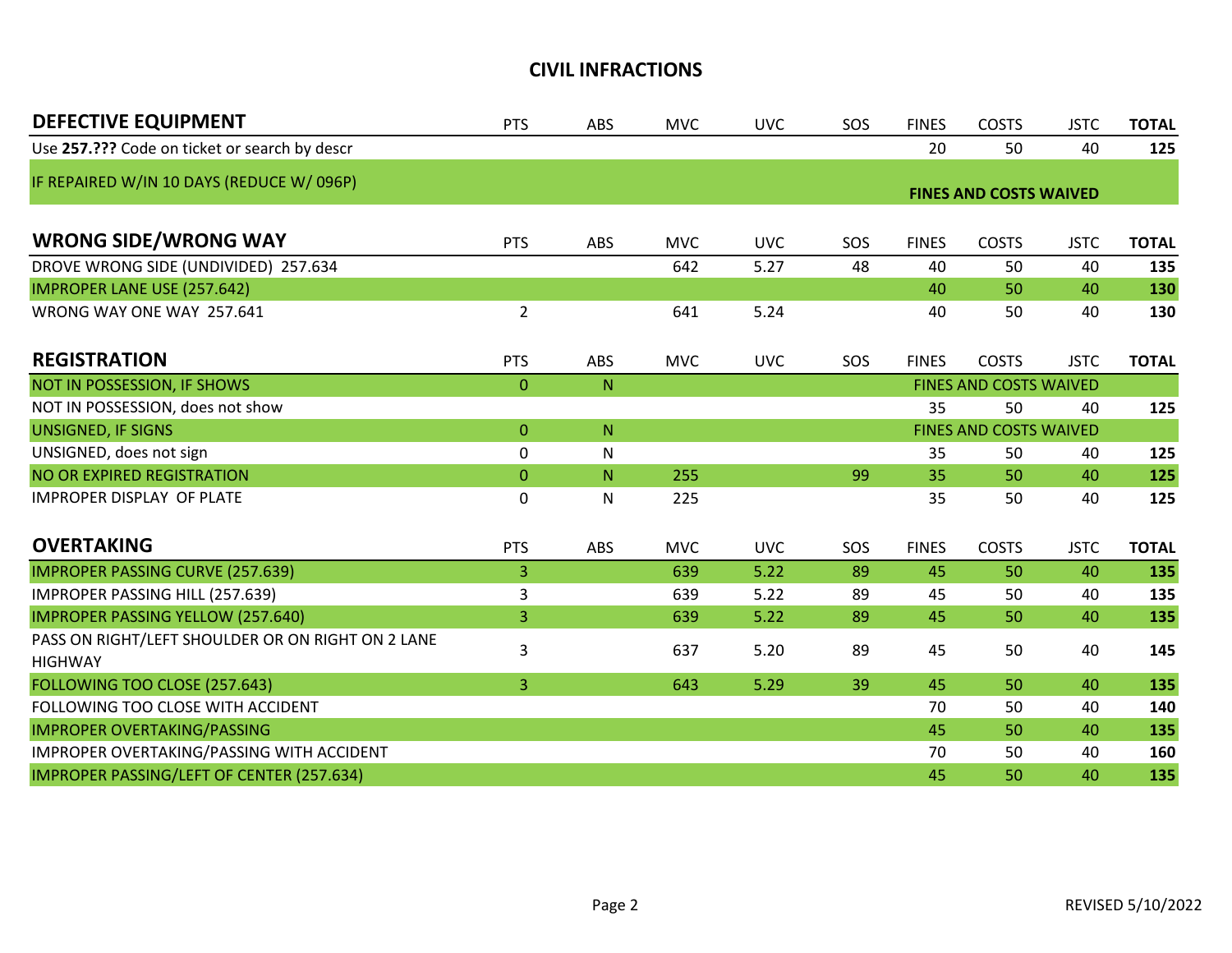# CIVIL INFRACTIONS

| DEFECTIVE EQUIPMENT | PTS | ABS | MVC | UVC | SOS | FINES | COSTS | JSTC | TOTAL |
|---|---|---|---|---|---|---|---|---|---|
| Use **257.???** Code on ticket or search by descr | | | | | | 20 | 50 | 40 | **125** |
| IF REPAIRED W/IN 10 DAYS (REDUCE W/ 096P) | | | | | | **FINES AND COSTS WAIVED** | | | |

| WRONG SIDE/WRONG WAY | PTS | ABS | MVC | UVC | SOS | FINES | COSTS | JSTC | TOTAL |
|---|---|---|---|---|---|---|---|---|---|
| DROVE WRONG SIDE (UNDIVIDED) 257.634 | | | 642 | 5.27 | 48 | 40 | 50 | 40 | **135** |
| IMPROPER LANE USE (257.642) | | | | | | 40 | 50 | 40 | **130** |
| WRONG WAY ONE WAY 257.641 | 2 | | 641 | 5.24 | | 40 | 50 | 40 | **130** |

| REGISTRATION | PTS | ABS | MVC | UVC | SOS | FINES | COSTS | JSTC | TOTAL |
|---|---|---|---|---|---|---|---|---|---|
| NOT IN POSSESSION, IF SHOWS | 0 | N | | | | FINES AND COSTS WAIVED | | | |
| NOT IN POSSESSION, does not show | | | | | | 35 | 50 | 40 | **125** |
| UNSIGNED, IF SIGNS | 0 | N | | | | FINES AND COSTS WAIVED | | | |
| UNSIGNED, does not sign | 0 | N | | | | 35 | 50 | 40 | **125** |
| NO OR EXPIRED REGISTRATION | 0 | N | 255 | | 99 | 35 | 50 | 40 | **125** |
| IMPROPER DISPLAY OF PLATE | 0 | N | 225 | | | 35 | 50 | 40 | **125** |

| OVERTAKING | PTS | ABS | MVC | UVC | SOS | FINES | COSTS | JSTC | TOTAL |
|---|---|---|---|---|---|---|---|---|---|
| IMPROPER PASSING CURVE (257.639) | 3 | | 639 | 5.22 | 89 | 45 | 50 | 40 | **135** |
| IMPROPER PASSING HILL (257.639) | 3 | | 639 | 5.22 | 89 | 45 | 50 | 40 | **135** |
| IMPROPER PASSING YELLOW (257.640) | 3 | | 639 | 5.22 | 89 | 45 | 50 | 40 | **135** |
| PASS ON RIGHT/LEFT SHOULDER OR ON RIGHT ON 2 LANE HIGHWAY | 3 | | 637 | 5.20 | 89 | 45 | 50 | 40 | **145** |
| FOLLOWING TOO CLOSE (257.643) | 3 | | 643 | 5.29 | 39 | 45 | 50 | 40 | **135** |
| FOLLOWING TOO CLOSE WITH ACCIDENT | | | | | | 70 | 50 | 40 | **140** |
| IMPROPER OVERTAKING/PASSING | | | | | | 45 | 50 | 40 | **135** |
| IMPROPER OVERTAKING/PASSING WITH ACCIDENT | | | | | | 70 | 50 | 40 | **160** |
| IMPROPER PASSING/LEFT OF CENTER (257.634) | | | | | | 45 | 50 | 40 | **135** |

REVISED 5/10/2022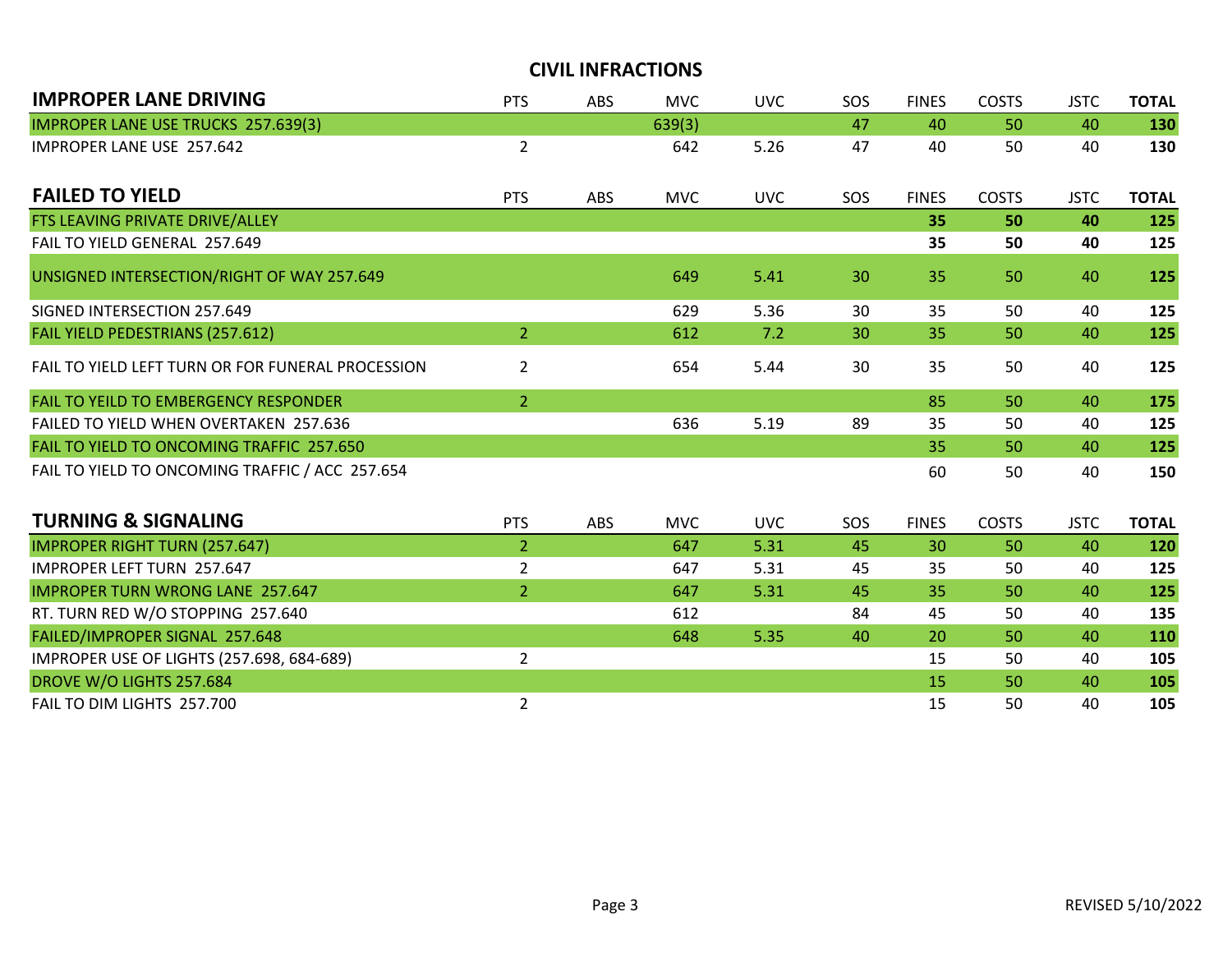## CIVIL INFRACTIONS

| IMPROPER LANE DRIVING | PTS | ABS | MVC | UVC | SOS | FINES | COSTS | JSTC | TOTAL |
|---|---|---|---|---|---|---|---|---|---|
| IMPROPER LANE USE TRUCKS 257.639(3) | | | 639(3) | | 47 | 40 | 50 | 40 | **130** |
| IMPROPER LANE USE 257.642 | 2 | | 642 | 5.26 | 47 | 40 | 50 | 40 | **130** |

| FAILED TO YIELD | PTS | ABS | MVC | UVC | SOS | FINES | COSTS | JSTC | TOTAL |
|---|---|---|---|---|---|---|---|---|---|
| FTS LEAVING PRIVATE DRIVE/ALLEY | | | | | | **35** | **50** | **40** | **125** |
| FAIL TO YIELD GENERAL 257.649 | | | | | | **35** | **50** | **40** | **125** |
| UNSIGNED INTERSECTION/RIGHT OF WAY 257.649 | | | 649 | 5.41 | 30 | 35 | 50 | 40 | **125** |
| SIGNED INTERSECTION 257.649 | | | 629 | 5.36 | 30 | 35 | 50 | 40 | **125** |
| FAIL YIELD PEDESTRIANS (257.612) | 2 | | 612 | 7.2 | 30 | 35 | 50 | 40 | **125** |
| FAIL TO YIELD LEFT TURN OR FOR FUNERAL PROCESSION | 2 | | 654 | 5.44 | 30 | 35 | 50 | 40 | **125** |
| FAIL TO YEILD TO EMBERGENCY RESPONDER | 2 | | | | | 85 | 50 | 40 | **175** |
| FAILED TO YIELD WHEN OVERTAKEN 257.636 | | | 636 | 5.19 | 89 | 35 | 50 | 40 | **125** |
| FAIL TO YIELD TO ONCOMING TRAFFIC 257.650 | | | | | | 35 | 50 | 40 | **125** |
| FAIL TO YIELD TO ONCOMING TRAFFIC / ACC 257.654 | | | | | | 60 | 50 | 40 | **150** |

| TURNING & SIGNALING | PTS | ABS | MVC | UVC | SOS | FINES | COSTS | JSTC | TOTAL |
|---|---|---|---|---|---|---|---|---|---|
| IMPROPER RIGHT TURN (257.647) | 2 | | 647 | 5.31 | 45 | 30 | 50 | 40 | **120** |
| IMPROPER LEFT TURN 257.647 | 2 | | 647 | 5.31 | 45 | 35 | 50 | 40 | **125** |
| IMPROPER TURN WRONG LANE 257.647 | 2 | | 647 | 5.31 | 45 | 35 | 50 | 40 | **125** |
| RT. TURN RED W/O STOPPING 257.640 | | | 612 | | 84 | 45 | 50 | 40 | **135** |
| FAILED/IMPROPER SIGNAL 257.648 | | | 648 | 5.35 | 40 | 20 | 50 | 40 | **110** |
| IMPROPER USE OF LIGHTS (257.698, 684-689) | 2 | | | | | 15 | 50 | 40 | **105** |
| DROVE W/O LIGHTS 257.684 | | | | | | 15 | 50 | 40 | **105** |
| FAIL TO DIM LIGHTS 257.700 | 2 | | | | | 15 | 50 | 40 | **105** |

REVISED 5/10/2022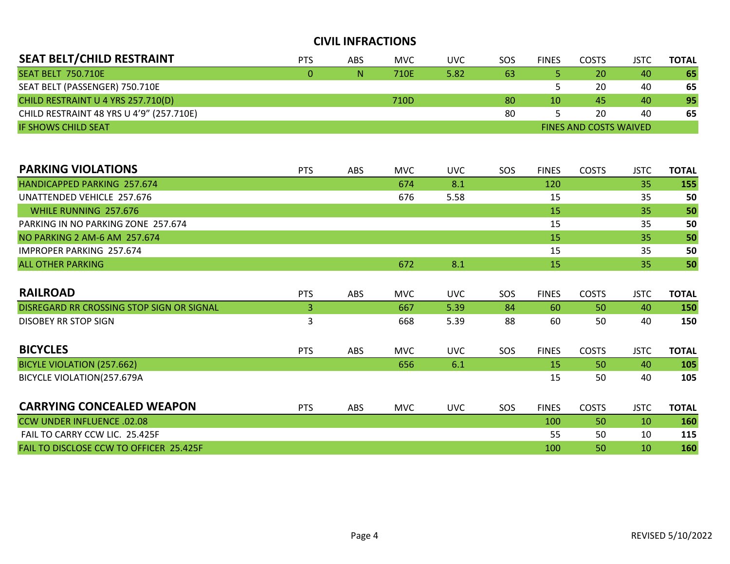## CIVIL INFRACTIONS

| SEAT BELT/CHILD RESTRAINT | PTS | ABS | MVC | UVC | SOS | FINES | COSTS | JSTC | TOTAL |
|---|---|---|---|---|---|---|---|---|---|
| SEAT BELT 750.710E | 0 | N | 710E | 5.82 | 63 | 5 | 20 | 40 | **65** |
| SEAT BELT (PASSENGER) 750.710E | | | | | | 5 | 20 | 40 | **65** |
| CHILD RESTRAINT U 4 YRS 257.710(D) | | | 710D | | 80 | 10 | 45 | 40 | **95** |
| CHILD RESTRAINT 48 YRS U 4'9" (257.710E) | | | | | 80 | 5 | 20 | 40 | **65** |
| IF SHOWS CHILD SEAT | | | | | | FINES AND COSTS WAIVED | | | |

| PARKING VIOLATIONS | PTS | ABS | MVC | UVC | SOS | FINES | COSTS | JSTC | TOTAL |
|---|---|---|---|---|---|---|---|---|---|
| HANDICAPPED PARKING 257.674 | | | 674 | 8.1 | | 120 | | 35 | **155** |
| UNATTENDED VEHICLE 257.676 | | | 676 | 5.58 | | 15 | | 35 | **50** |
| WHILE RUNNING 257.676 | | | | | | 15 | | 35 | **50** |
| PARKING IN NO PARKING ZONE 257.674 | | | | | | 15 | | 35 | **50** |
| NO PARKING 2 AM-6 AM 257.674 | | | | | | 15 | | 35 | **50** |
| IMPROPER PARKING 257.674 | | | | | | 15 | | 35 | **50** |
| ALL OTHER PARKING | | | 672 | 8.1 | | 15 | | 35 | **50** |

| RAILROAD | PTS | ABS | MVC | UVC | SOS | FINES | COSTS | JSTC | TOTAL |
|---|---|---|---|---|---|---|---|---|---|
| DISREGARD RR CROSSING STOP SIGN OR SIGNAL | 3 | | 667 | 5.39 | 84 | 60 | 50 | 40 | **150** |
| DISOBEY RR STOP SIGN | 3 | | 668 | 5.39 | 88 | 60 | 50 | 40 | **150** |

| BICYCLES | PTS | ABS | MVC | UVC | SOS | FINES | COSTS | JSTC | TOTAL |
|---|---|---|---|---|---|---|---|---|---|
| BICYLE VIOLATION (257.662) | | | 656 | 6.1 | | 15 | 50 | 40 | **105** |
| BICYCLE VIOLATION(257.679A | | | | | | 15 | 50 | 40 | **105** |

| CARRYING CONCEALED WEAPON | PTS | ABS | MVC | UVC | SOS | FINES | COSTS | JSTC | TOTAL |
|---|---|---|---|---|---|---|---|---|---|
| CCW UNDER INFLUENCE .02.08 | | | | | | 100 | 50 | 10 | **160** |
| FAIL TO CARRY CCW LIC. 25.425F | | | | | | 55 | 50 | 10 | **115** |
| FAIL TO DISCLOSE CCW TO OFFICER 25.425F | | | | | | 100 | 50 | 10 | **160** |

REVISED 5/10/2022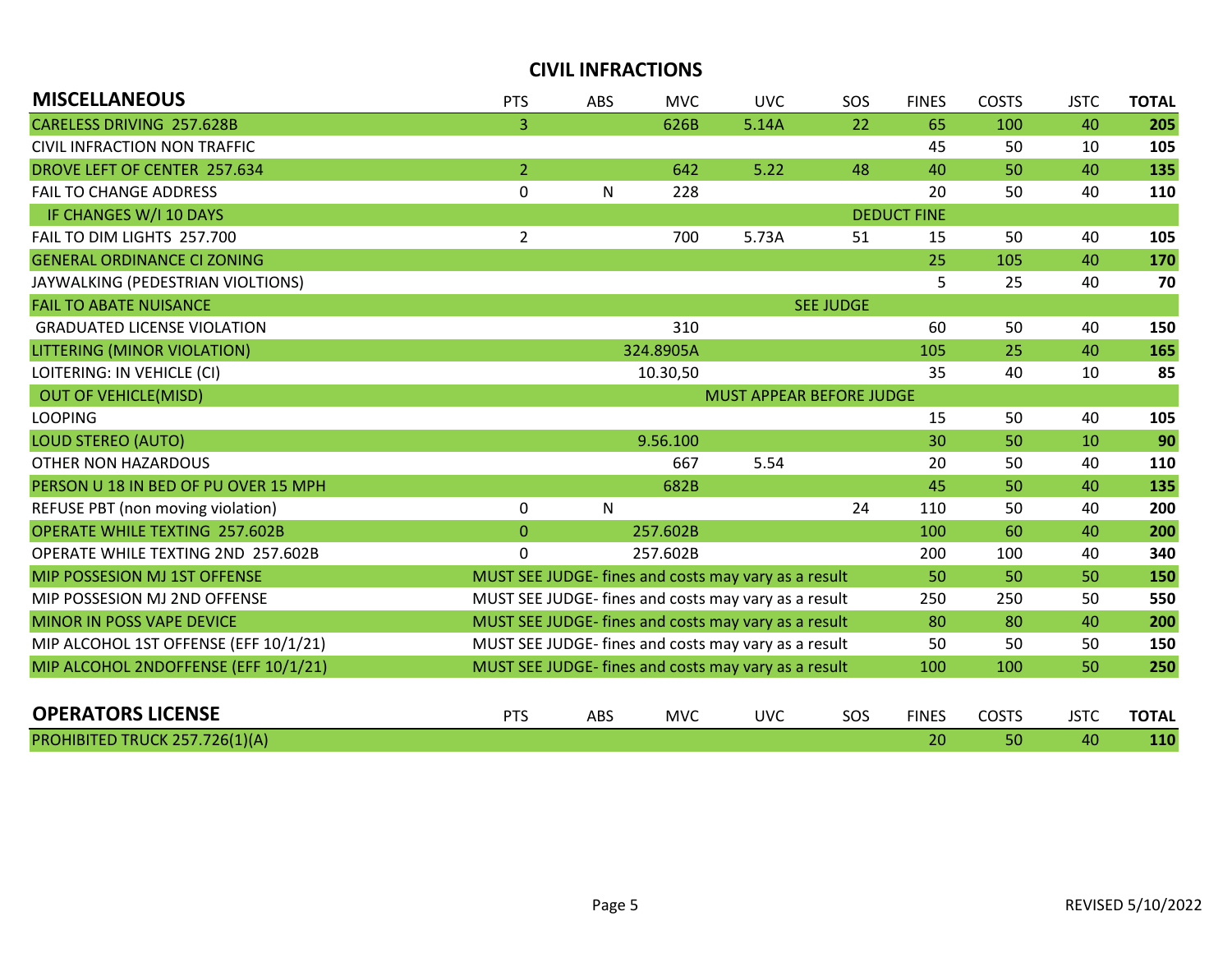## CIVIL INFRACTIONS

| MISCELLANEOUS | PTS | ABS | MVC | UVC | SOS | FINES | COSTS | JSTC | TOTAL |
|---|---|---|---|---|---|---|---|---|---|
| CARELESS DRIVING 257.628B | 3 | | 626B | 5.14A | 22 | 65 | 100 | 40 | **205** |
| CIVIL INFRACTION NON TRAFFIC | | | | | | 45 | 50 | 10 | **105** |
| DROVE LEFT OF CENTER 257.634 | 2 | | 642 | 5.22 | 48 | 40 | 50 | 40 | **135** |
| FAIL TO CHANGE ADDRESS | 0 | N | 228 | | | 20 | 50 | 40 | **110** |
| IF CHANGES W/I 10 DAYS | | | | | | DEDUCT FINE | | | |
| FAIL TO DIM LIGHTS 257.700 | 2 | | 700 | 5.73A | 51 | 15 | 50 | 40 | **105** |
| GENERAL ORDINANCE CI ZONING | | | | | | 25 | 105 | 40 | **170** |
| JAYWALKING (PEDESTRIAN VIOLTIONS) | | | | | | 5 | 25 | 40 | **70** |
| FAIL TO ABATE NUISANCE | | | | | SEE JUDGE | | | | |
| GRADUATED LICENSE VIOLATION | | | 310 | | | 60 | 50 | 40 | **150** |
| LITTERING (MINOR VIOLATION) | | | 324.8905A | | | 105 | 25 | 40 | **165** |
| LOITERING: IN VEHICLE (CI) | | | 10.30,50 | | | 35 | 40 | 10 | **85** |
| OUT OF VEHICLE(MISD) | | | | MUST APPEAR BEFORE JUDGE | | | | | |
| LOOPING | | | | | | 15 | 50 | 40 | **105** |
| LOUD STEREO (AUTO) | | | 9.56.100 | | | 30 | 50 | 10 | **90** |
| OTHER NON HAZARDOUS | | | 667 | 5.54 | | 20 | 50 | 40 | **110** |
| PERSON U 18 IN BED OF PU OVER 15 MPH | | | 682B | | | 45 | 50 | 40 | **135** |
| REFUSE PBT (non moving violation) | 0 | N | | | 24 | 110 | 50 | 40 | **200** |
| OPERATE WHILE TEXTING 257.602B | 0 | | 257.602B | | | 100 | 60 | 40 | **200** |
| OPERATE WHILE TEXTING 2ND 257.602B | 0 | | 257.602B | | | 200 | 100 | 40 | **340** |
| MIP POSSESION MJ 1ST OFFENSE | MUST SEE JUDGE- fines and costs may vary as a result | | | | | 50 | 50 | 50 | **150** |
| MIP POSSESION MJ 2ND OFFENSE | MUST SEE JUDGE- fines and costs may vary as a result | | | | | 250 | 250 | 50 | **550** |
| MINOR IN POSS VAPE DEVICE | MUST SEE JUDGE- fines and costs may vary as a result | | | | | 80 | 80 | 40 | **200** |
| MIP ALCOHOL 1ST OFFENSE (EFF 10/1/21) | MUST SEE JUDGE- fines and costs may vary as a result | | | | | 50 | 50 | 50 | **150** |
| MIP ALCOHOL 2NDOFFENSE (EFF 10/1/21) | MUST SEE JUDGE- fines and costs may vary as a result | | | | | 100 | 100 | 50 | **250** |

| OPERATORS LICENSE | PTS | ABS | MVC | UVC | SOS | FINES | COSTS | JSTC | TOTAL |
|---|---|---|---|---|---|---|---|---|---|
| PROHIBITED TRUCK 257.726(1)(A) | | | | | | 20 | 50 | 40 | **110** |

REVISED 5/10/2022